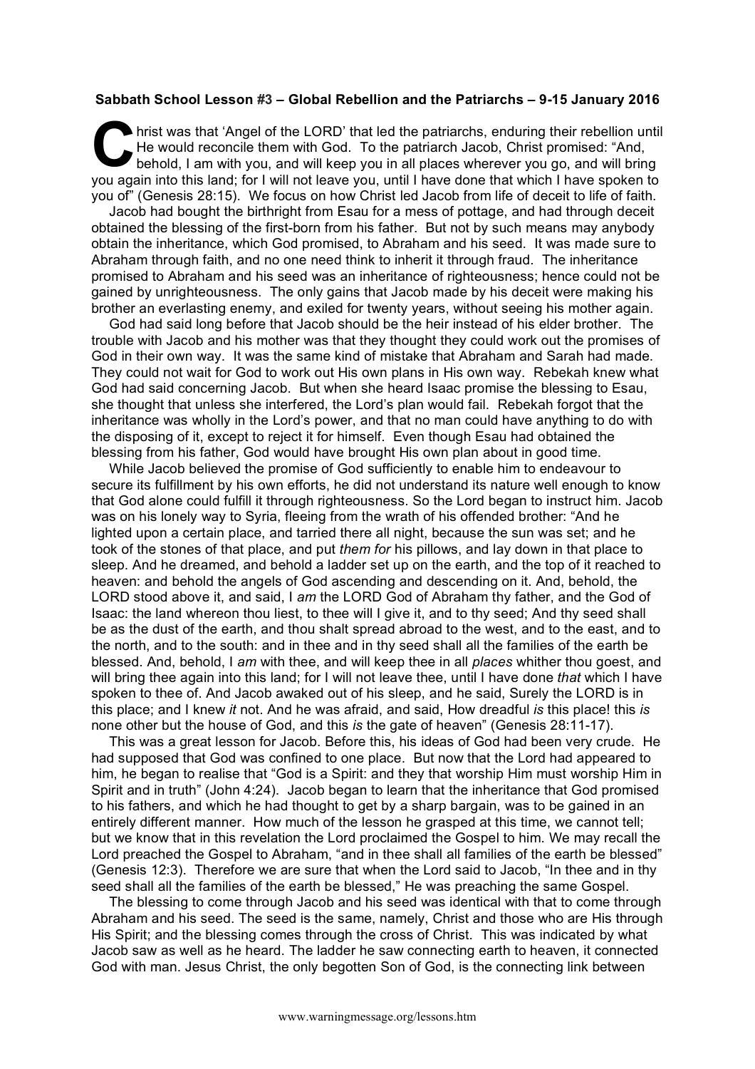**Sabbath School Lesson #3 – Global Rebellion and the Patriarchs – 9-15 January 2016**

Christ was that 'Angel of the LORD' that led the patriarchs, enduring their rebellion until He would reconcile them with God. To the patriarch Jacob, Christ promised: "And, behold, I am with you, and will keep you in all places wherever you go, and will bring you again into this land; for I will not leave you, until I have done that which I have spoken to you of" (Genesis 28:15). We focus on how Christ led Jacob from life of deceit to life of faith.

Jacob had bought the birthright from Esau for a mess of pottage, and had through deceit obtained the blessing of the first-born from his father. But not by such means may anybody obtain the inheritance, which God promised, to Abraham and his seed. It was made sure to Abraham through faith, and no one need think to inherit it through fraud. The inheritance promised to Abraham and his seed was an inheritance of righteousness; hence could not be gained by unrighteousness. The only gains that Jacob made by his deceit were making his brother an everlasting enemy, and exiled for twenty years, without seeing his mother again.

God had said long before that Jacob should be the heir instead of his elder brother. The trouble with Jacob and his mother was that they thought they could work out the promises of God in their own way. It was the same kind of mistake that Abraham and Sarah had made. They could not wait for God to work out His own plans in His own way. Rebekah knew what God had said concerning Jacob. But when she heard Isaac promise the blessing to Esau, she thought that unless she interfered, the Lord's plan would fail. Rebekah forgot that the inheritance was wholly in the Lord's power, and that no man could have anything to do with the disposing of it, except to reject it for himself. Even though Esau had obtained the blessing from his father, God would have brought His own plan about in good time.

While Jacob believed the promise of God sufficiently to enable him to endeavour to secure its fulfillment by his own efforts, he did not understand its nature well enough to know that God alone could fulfill it through righteousness. So the Lord began to instruct him. Jacob was on his lonely way to Syria, fleeing from the wrath of his offended brother: "And he lighted upon a certain place, and tarried there all night, because the sun was set; and he took of the stones of that place, and put *them for* his pillows, and lay down in that place to sleep. And he dreamed, and behold a ladder set up on the earth, and the top of it reached to heaven: and behold the angels of God ascending and descending on it. And, behold, the LORD stood above it, and said, I *am* the LORD God of Abraham thy father, and the God of Isaac: the land whereon thou liest, to thee will I give it, and to thy seed; And thy seed shall be as the dust of the earth, and thou shalt spread abroad to the west, and to the east, and to the north, and to the south: and in thee and in thy seed shall all the families of the earth be blessed. And, behold, I *am* with thee, and will keep thee in all *places* whither thou goest, and will bring thee again into this land; for I will not leave thee, until I have done *that* which I have spoken to thee of. And Jacob awaked out of his sleep, and he said, Surely the LORD is in this place; and I knew *it* not. And he was afraid, and said, How dreadful *is* this place! this *is* none other but the house of God, and this *is* the gate of heaven" (Genesis 28:11-17).

This was a great lesson for Jacob. Before this, his ideas of God had been very crude. He had supposed that God was confined to one place. But now that the Lord had appeared to him, he began to realise that "God is a Spirit: and they that worship Him must worship Him in Spirit and in truth" (John 4:24). Jacob began to learn that the inheritance that God promised to his fathers, and which he had thought to get by a sharp bargain, was to be gained in an entirely different manner. How much of the lesson he grasped at this time, we cannot tell; but we know that in this revelation the Lord proclaimed the Gospel to him. We may recall the Lord preached the Gospel to Abraham, "and in thee shall all families of the earth be blessed" (Genesis 12:3). Therefore we are sure that when the Lord said to Jacob, "In thee and in thy seed shall all the families of the earth be blessed," He was preaching the same Gospel.

The blessing to come through Jacob and his seed was identical with that to come through Abraham and his seed. The seed is the same, namely, Christ and those who are His through His Spirit; and the blessing comes through the cross of Christ. This was indicated by what Jacob saw as well as he heard. The ladder he saw connecting earth to heaven, it connected God with man. Jesus Christ, the only begotten Son of God, is the connecting link between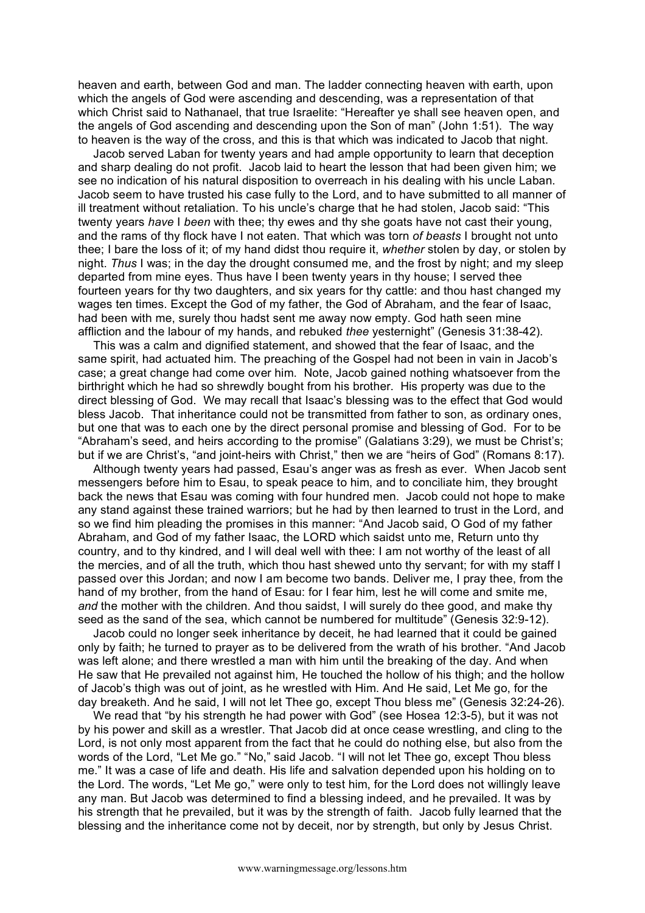heaven and earth, between God and man. The ladder connecting heaven with earth, upon which the angels of God were ascending and descending, was a representation of that which Christ said to Nathanael, that true Israelite: "Hereafter ye shall see heaven open, and the angels of God ascending and descending upon the Son of man" (John 1:51). The way to heaven is the way of the cross, and this is that which was indicated to Jacob that night.

Jacob served Laban for twenty years and had ample opportunity to learn that deception and sharp dealing do not profit. Jacob laid to heart the lesson that had been given him; we see no indication of his natural disposition to overreach in his dealing with his uncle Laban. Jacob seem to have trusted his case fully to the Lord, and to have submitted to all manner of ill treatment without retaliation. To his uncle's charge that he had stolen, Jacob said: "This twenty years *have* I *been* with thee; thy ewes and thy she goats have not cast their young, and the rams of thy flock have I not eaten. That which was torn *of beasts* I brought not unto thee; I bare the loss of it; of my hand didst thou require it, *whether* stolen by day, or stolen by night. *Thus* I was; in the day the drought consumed me, and the frost by night; and my sleep departed from mine eyes. Thus have I been twenty years in thy house; I served thee fourteen years for thy two daughters, and six years for thy cattle: and thou hast changed my wages ten times. Except the God of my father, the God of Abraham, and the fear of Isaac, had been with me, surely thou hadst sent me away now empty. God hath seen mine affliction and the labour of my hands, and rebuked *thee* yesternight" (Genesis 31:38-42).

This was a calm and dignified statement, and showed that the fear of Isaac, and the same spirit, had actuated him. The preaching of the Gospel had not been in vain in Jacob's case; a great change had come over him. Note, Jacob gained nothing whatsoever from the birthright which he had so shrewdly bought from his brother. His property was due to the direct blessing of God. We may recall that Isaac's blessing was to the effect that God would bless Jacob. That inheritance could not be transmitted from father to son, as ordinary ones, but one that was to each one by the direct personal promise and blessing of God. For to be "Abraham's seed, and heirs according to the promise" (Galatians 3:29), we must be Christ's; but if we are Christ's, "and joint-heirs with Christ," then we are "heirs of God" (Romans 8:17).

Although twenty years had passed, Esau's anger was as fresh as ever. When Jacob sent messengers before him to Esau, to speak peace to him, and to conciliate him, they brought back the news that Esau was coming with four hundred men. Jacob could not hope to make any stand against these trained warriors; but he had by then learned to trust in the Lord, and so we find him pleading the promises in this manner: "And Jacob said, O God of my father Abraham, and God of my father Isaac, the LORD which saidst unto me, Return unto thy country, and to thy kindred, and I will deal well with thee: I am not worthy of the least of all the mercies, and of all the truth, which thou hast shewed unto thy servant; for with my staff I passed over this Jordan; and now I am become two bands. Deliver me, I pray thee, from the hand of my brother, from the hand of Esau: for I fear him, lest he will come and smite me, *and* the mother with the children. And thou saidst, I will surely do thee good, and make thy seed as the sand of the sea, which cannot be numbered for multitude" (Genesis 32:9-12).

Jacob could no longer seek inheritance by deceit, he had learned that it could be gained only by faith; he turned to prayer as to be delivered from the wrath of his brother. "And Jacob was left alone; and there wrestled a man with him until the breaking of the day. And when He saw that He prevailed not against him, He touched the hollow of his thigh; and the hollow of Jacob's thigh was out of joint, as he wrestled with Him. And He said, Let Me go, for the day breaketh. And he said, I will not let Thee go, except Thou bless me" (Genesis 32:24-26).

We read that "by his strength he had power with God" (see Hosea 12:3-5), but it was not by his power and skill as a wrestler. That Jacob did at once cease wrestling, and cling to the Lord, is not only most apparent from the fact that he could do nothing else, but also from the words of the Lord, "Let Me go." "No," said Jacob. "I will not let Thee go, except Thou bless me." It was a case of life and death. His life and salvation depended upon his holding on to the Lord. The words, "Let Me go," were only to test him, for the Lord does not willingly leave any man. But Jacob was determined to find a blessing indeed, and he prevailed. It was by his strength that he prevailed, but it was by the strength of faith. Jacob fully learned that the blessing and the inheritance come not by deceit, nor by strength, but only by Jesus Christ.